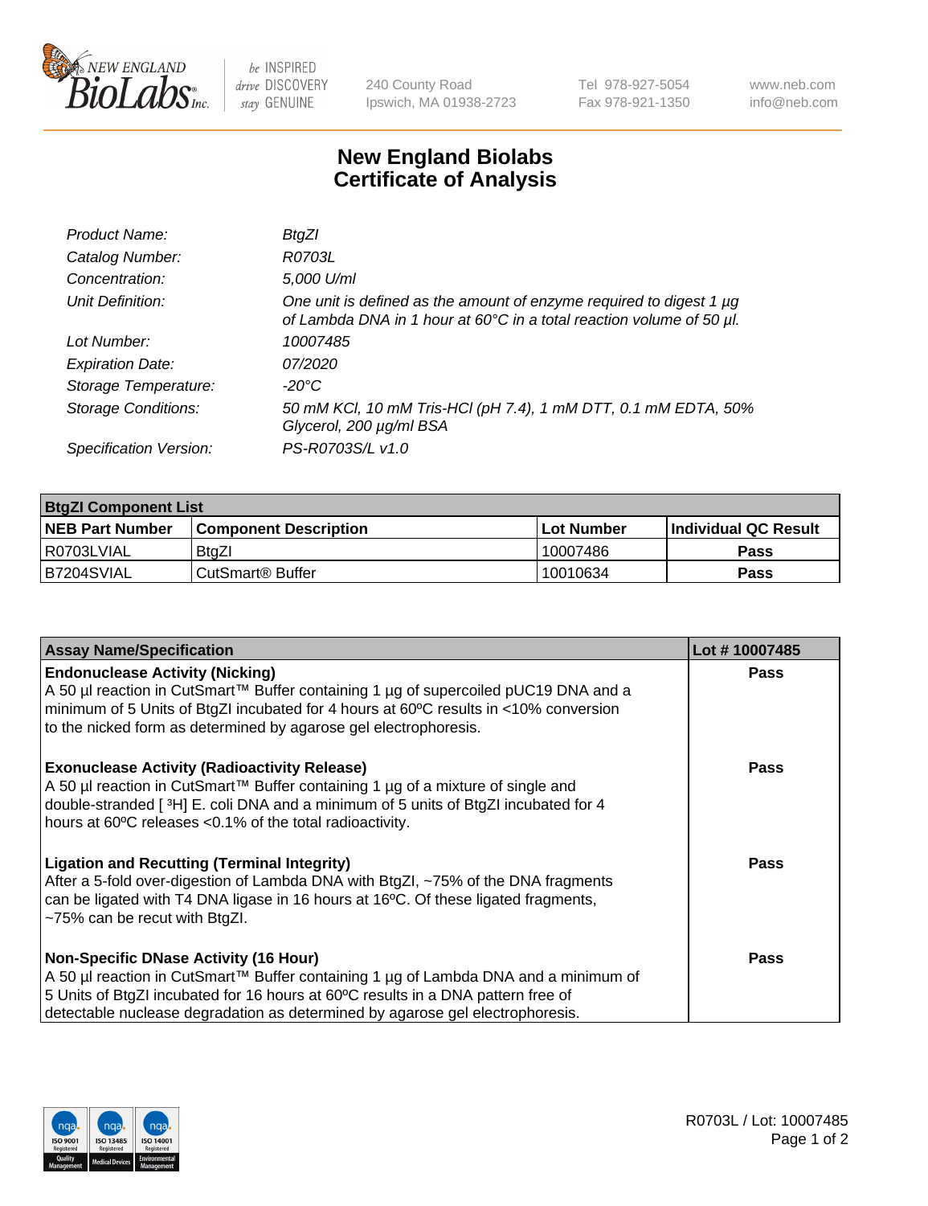# New England Biolabs
## Certificate of Analysis

| | |
|---|---|
| *Product Name:* | *BtgZI* |
| *Catalog Number:* | *R0703L* |
| *Concentration:* | *5,000 U/ml* |
| *Unit Definition:* | *One unit is defined as the amount of enzyme required to digest 1 µg of Lambda DNA in 1 hour at 60°C in a total reaction volume of 50 µl.* |
| *Lot Number:* | *10007485* |
| *Expiration Date:* | *07/2020* |
| *Storage Temperature:* | *-20°C* |
| *Storage Conditions:* | *50 mM KCl, 10 mM Tris-HCl (pH 7.4), 1 mM DTT, 0.1 mM EDTA, 50% Glycerol, 200 µg/ml BSA* |
| *Specification Version:* | *PS-R0703S/L v1.0* |

| **BtgZI Component List** | | | |
|---|---|---|---|
| **NEB Part Number** | **Component Description** | **Lot Number** | **Individual QC Result** |
| R0703LVIAL | BtgZI | 10007486 | **Pass** |
| B7204SVIAL | CutSmart® Buffer | 10010634 | **Pass** |

| **Assay Name/Specification** | **Lot # 10007485** |
|---|---|
| **Endonuclease Activity (Nicking)** A 50 µl reaction in CutSmart™ Buffer containing 1 µg of supercoiled pUC19 DNA and a minimum of 5 Units of BtgZI incubated for 4 hours at 60ºC results in <10% conversion to the nicked form as determined by agarose gel electrophoresis. | **Pass** |
| **Exonuclease Activity (Radioactivity Release)** A 50 µl reaction in CutSmart™ Buffer containing 1 µg of a mixture of single and double-stranded [ $^3$H] E. coli DNA and a minimum of 5 units of BtgZI incubated for 4 hours at 60ºC releases <0.1% of the total radioactivity. | **Pass** |
| **Ligation and Recutting (Terminal Integrity)** After a 5-fold over-digestion of Lambda DNA with BtgZI, ~75% of the DNA fragments can be ligated with T4 DNA ligase in 16 hours at 16ºC. Of these ligated fragments, ~75% can be recut with BtgZI. | **Pass** |
| **Non-Specific DNase Activity (16 Hour)** A 50 µl reaction in CutSmart™ Buffer containing 1 µg of Lambda DNA and a minimum of 5 Units of BtgZI incubated for 16 hours at 60ºC results in a DNA pattern free of detectable nuclease degradation as determined by agarose gel electrophoresis. | **Pass** |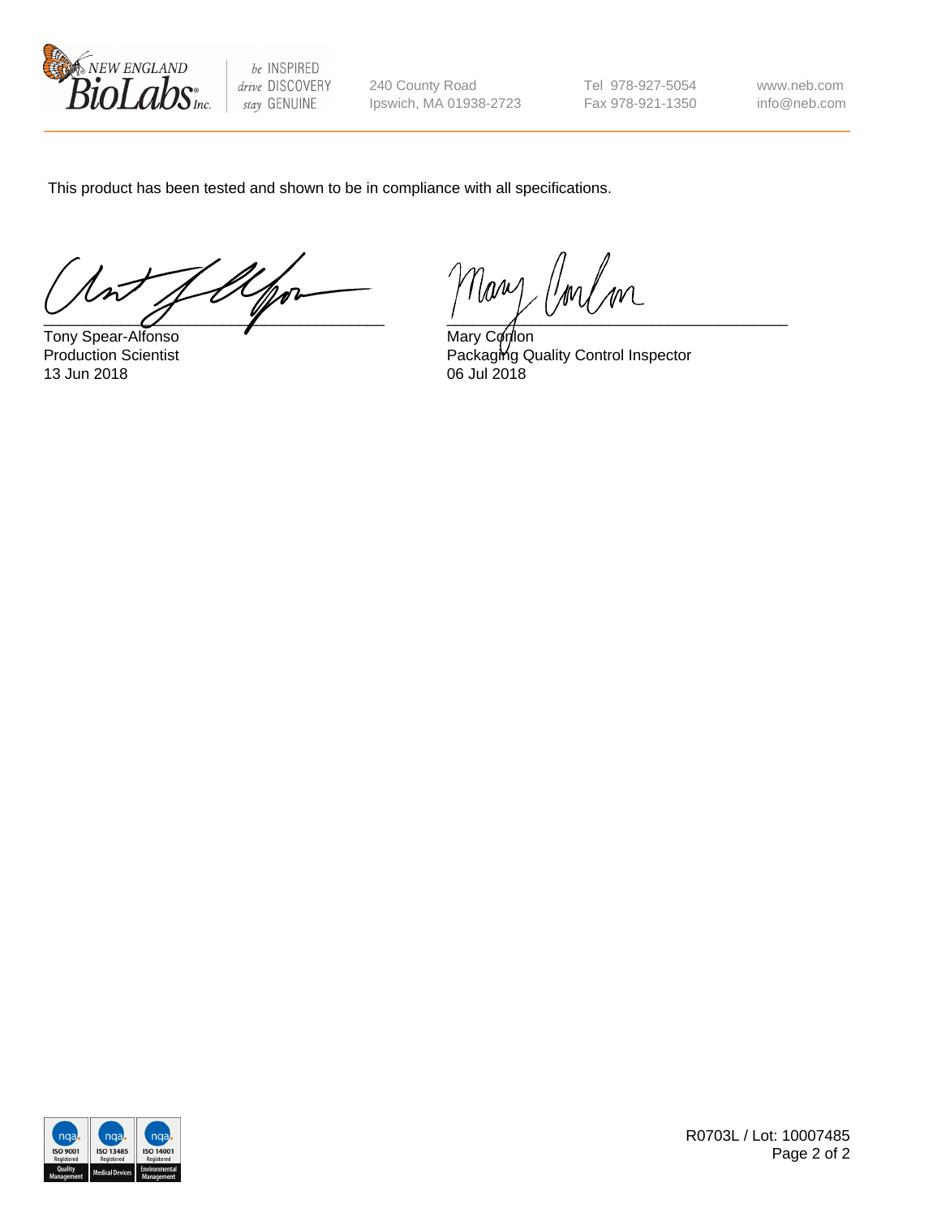This product has been tested and shown to be in compliance with all specifications.

Tony Spear-Alfonso
Production Scientist
13 Jun 2018

Mary Conlon
Packaging Quality Control Inspector
06 Jul 2018

R0703L / Lot: 10007485